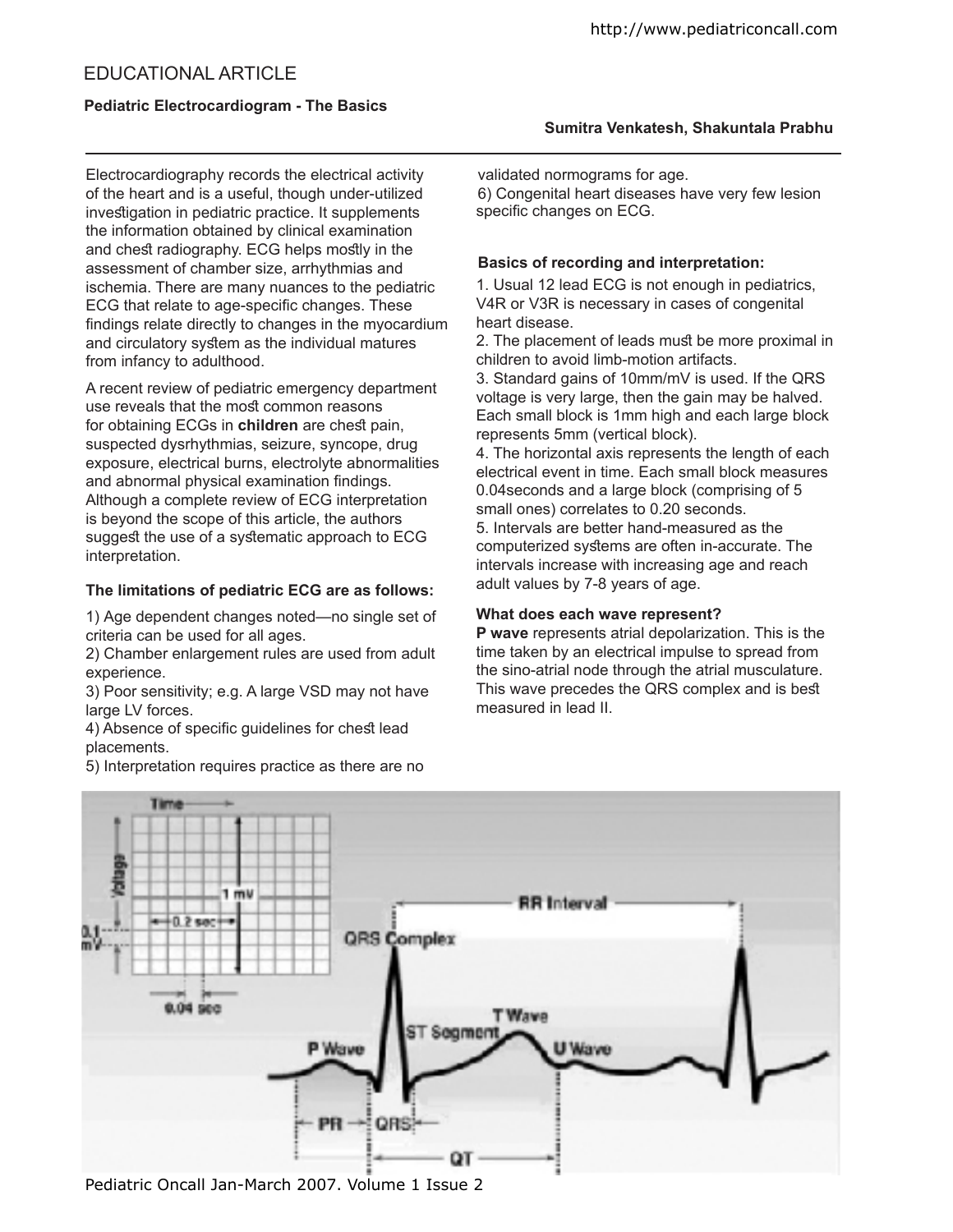# EDUCATIONAL ARTICLE

## Pediatric Electrocardiogram - The Basics

**Sumitra Venkatesh, Shakuntala Prabhu**

Electrocardiography records the electrical activity of the heart and is a useful, though under-utilized investigation in pediatric practice. It supplements the information obtained by clinical examination and chest radiography. ECG helps mostly in the assessment of chamber size, arrhythmias and ischemia. There are many nuances to the pediatric ECG that relate to age-specific changes. These findings relate directly to changes in the myocardium and circulatory system as the individual matures from infancy to adulthood.

A recent review of pediatric emergency department use reveals that the most common reasons for obtaining ECGs in **children** are chest pain, suspected dysrhythmias, seizure, syncope, drug exposure, electrical burns, electrolyte abnormalities and abnormal physical examination findings. Although a complete review of ECG interpretation is beyond the scope of this article, the authors suggest the use of a systematic approach to ECG interpretation.

### The limitations of pediatric ECG are as follows:

1) Age dependent changes noted—no single set of criteria can be used for all ages.
2) Chamber enlargement rules are used from adult experience.
3) Poor sensitivity; e.g. A large VSD may not have large LV forces.
4) Absence of specific guidelines for chest lead placements.
5) Interpretation requires practice as there are no validated normograms for age.
6) Congenital heart diseases have very few lesion specific changes on ECG.

### Basics of recording and interpretation:

1. Usual 12 lead ECG is not enough in pediatrics, V4R or V3R is necessary in cases of congenital heart disease.
2. The placement of leads must be more proximal in children to avoid limb-motion artifacts.
3. Standard gains of 10mm/mV is used. If the QRS voltage is very large, then the gain may be halved. Each small block is 1mm high and each large block represents 5mm (vertical block).
4. The horizontal axis represents the length of each electrical event in time. Each small block measures 0.04seconds and a large block (comprising of 5 small ones) correlates to 0.20 seconds.
5. Intervals are better hand-measured as the computerized systems are often in-accurate. The intervals increase with increasing age and reach adult values by 7-8 years of age.

### What does each wave represent?

**P wave** represents atrial depolarization. This is the time taken by an electrical impulse to spread from the sino-atrial node through the atrial musculature. This wave precedes the QRS complex and is best measured in lead II.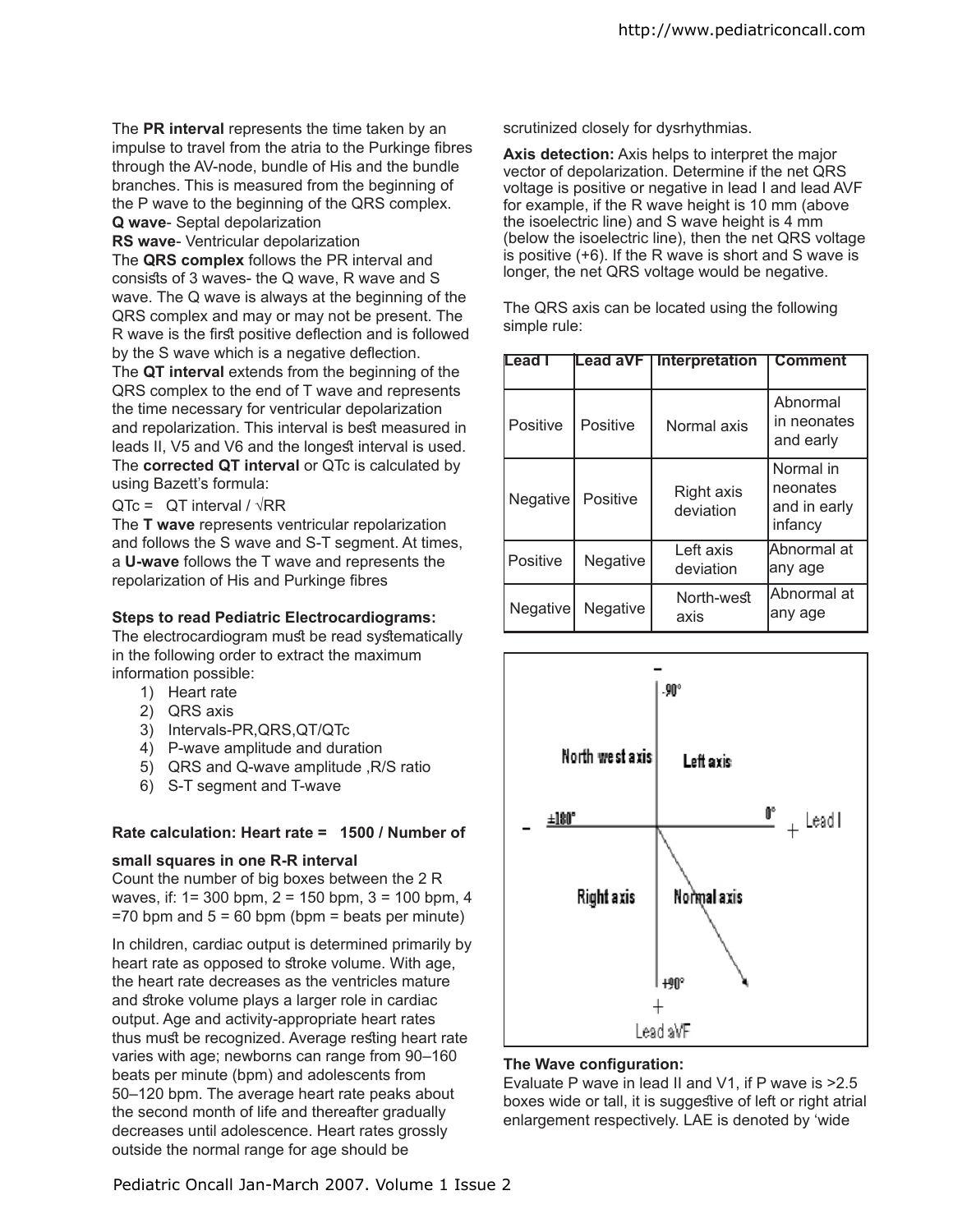The **PR interval** represents the time taken by an impulse to travel from the atria to the Purkinge fibres through the AV-node, bundle of His and the bundle branches. This is measured from the beginning of the P wave to the beginning of the QRS complex.

**Q wave**- Septal depolarization

**RS wave**- Ventricular depolarization

The **QRS complex** follows the PR interval and consists of 3 waves- the Q wave, R wave and S wave. The Q wave is always at the beginning of the QRS complex and may or may not be present. The R wave is the first positive deflection and is followed by the S wave which is a negative deflection.

The **QT interval** extends from the beginning of the QRS complex to the end of T wave and represents the time necessary for ventricular depolarization and repolarization. This interval is best measured in leads II, V5 and V6 and the longest interval is used.

The **corrected QT interval** or QTc is calculated by using Bazett's formula:

$$QTc = QT\ interval / \sqrt{RR}$$

The **T wave** represents ventricular repolarization and follows the S wave and S-T segment. At times, a **U-wave** follows the T wave and represents the repolarization of His and Purkinge fibres

**Steps to read Pediatric Electrocardiograms:**

The electrocardiogram must be read systematically in the following order to extract the maximum information possible:

1) Heart rate
2) QRS axis
3) Intervals-PR,QRS,QT/QTc
4) P-wave amplitude and duration
5) QRS and Q-wave amplitude ,R/S ratio
6) S-T segment and T-wave

**Rate calculation: Heart rate = 1500 / Number of small squares in one R-R interval**

Count the number of big boxes between the 2 R waves, if: 1= 300 bpm, 2 = 150 bpm, 3 = 100 bpm, 4 =70 bpm and 5 = 60 bpm (bpm = beats per minute)

In children, cardiac output is determined primarily by heart rate as opposed to stroke volume. With age, the heart rate decreases as the ventricles mature and stroke volume plays a larger role in cardiac output. Age and activity-appropriate heart rates thus must be recognized. Average resting heart rate varies with age; newborns can range from 90–160 beats per minute (bpm) and adolescents from 50–120 bpm. The average heart rate peaks about the second month of life and thereafter gradually decreases until adolescence. Heart rates grossly outside the normal range for age should be scrutinized closely for dysrhythmias.

**Axis detection:** Axis helps to interpret the major vector of depolarization. Determine if the net QRS voltage is positive or negative in lead I and lead AVF for example, if the R wave height is 10 mm (above the isoelectric line) and S wave height is 4 mm (below the isoelectric line), then the net QRS voltage is positive (+6). If the R wave is short and S wave is longer, the net QRS voltage would be negative.

The QRS axis can be located using the following simple rule:

| Lead I | Lead aVF | Interpretation | Comment |
|---|---|---|---|
| Positive | Positive | Normal axis | Abnormal in neonates and early |
| Negative | Positive | Right axis deviation | Normal in neonates and in early infancy |
| Positive | Negative | Left axis deviation | Abnormal at any age |
| Negative | Negative | North-west axis | Abnormal at any age |

**The Wave configuration:**

Evaluate P wave in lead II and V1, if P wave is >2.5 boxes wide or tall, it is suggestive of left or right atrial enlargement respectively. LAE is denoted by 'wide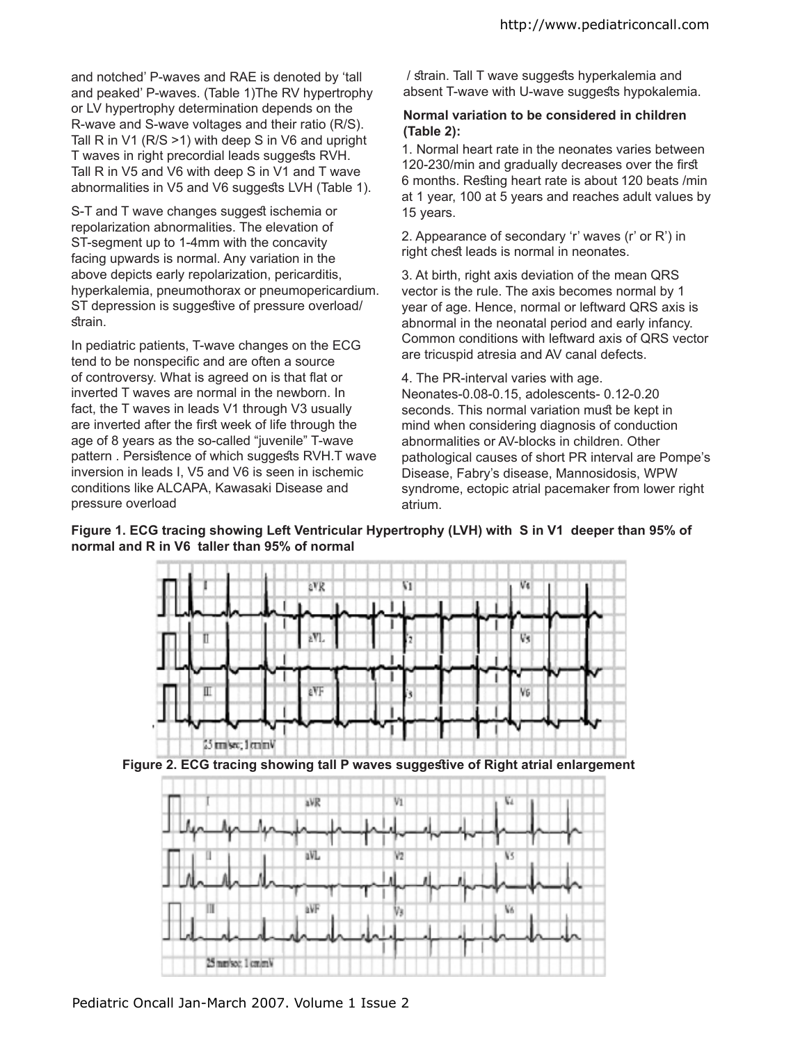and notched' P-waves and RAE is denoted by 'tall and peaked' P-waves. (Table 1)The RV hypertrophy or LV hypertrophy determination depends on the R-wave and S-wave voltages and their ratio (R/S). Tall R in V1 (R/S >1) with deep S in V6 and upright T waves in right precordial leads suggests RVH. Tall R in V5 and V6 with deep S in V1 and T wave abnormalities in V5 and V6 suggests LVH (Table 1).

S-T and T wave changes suggest ischemia or repolarization abnormalities. The elevation of ST-segment up to 1-4mm with the concavity facing upwards is normal. Any variation in the above depicts early repolarization, pericarditis, hyperkalemia, pneumothorax or pneumopericardium. ST depression is suggestive of pressure overload/ strain.

In pediatric patients, T-wave changes on the ECG tend to be nonspecific and are often a source of controversy. What is agreed on is that flat or inverted T waves are normal in the newborn. In fact, the T waves in leads V1 through V3 usually are inverted after the first week of life through the age of 8 years as the so-called "juvenile" T-wave pattern . Persistence of which suggests RVH.T wave inversion in leads I, V5 and V6 is seen in ischemic conditions like ALCAPA, Kawasaki Disease and pressure overload / strain. Tall T wave suggests hyperkalemia and absent T-wave with U-wave suggests hypokalemia.

**Normal variation to be considered in children (Table 2):**

1. Normal heart rate in the neonates varies between 120-230/min and gradually decreases over the first 6 months. Resting heart rate is about 120 beats /min at 1 year, 100 at 5 years and reaches adult values by 15 years.

2. Appearance of secondary 'r' waves (r' or R') in right chest leads is normal in neonates.

3. At birth, right axis deviation of the mean QRS vector is the rule. The axis becomes normal by 1 year of age. Hence, normal or leftward QRS axis is abnormal in the neonatal period and early infancy. Common conditions with leftward axis of QRS vector are tricuspid atresia and AV canal defects.

4. The PR-interval varies with age. Neonates-0.08-0.15, adolescents- 0.12-0.20 seconds. This normal variation must be kept in mind when considering diagnosis of conduction abnormalities or AV-blocks in children. Other pathological causes of short PR interval are Pompe's Disease, Fabry's disease, Mannosidosis, WPW syndrome, ectopic atrial pacemaker from lower right atrium.

**Figure 1. ECG tracing showing Left Ventricular Hypertrophy (LVH) with S in V1 deeper than 95% of normal and R in V6 taller than 95% of normal**

**Figure 2. ECG tracing showing tall P waves suggestive of Right atrial enlargement**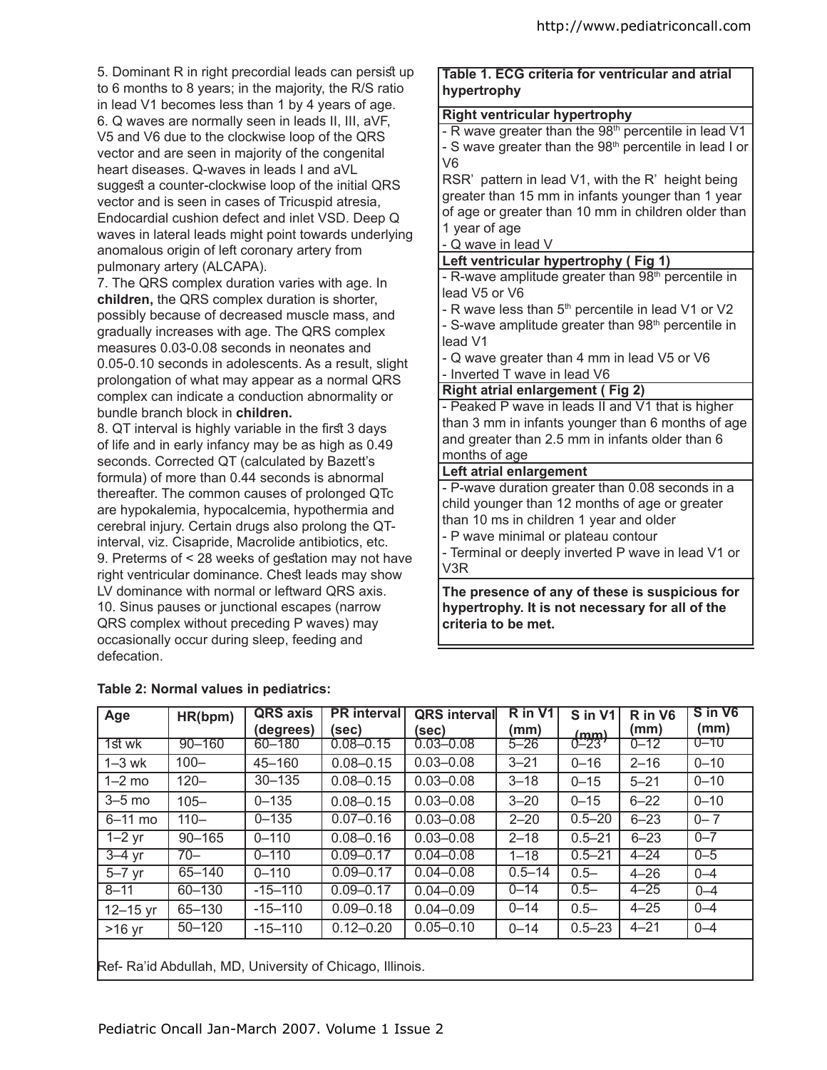5. Dominant R in right precordial leads can persist up to 6 months to 8 years; in the majority, the R/S ratio in lead V1 becomes less than 1 by 4 years of age.

6. Q waves are normally seen in leads II, III, aVF, V5 and V6 due to the clockwise loop of the QRS vector and are seen in majority of the congenital heart diseases. Q-waves in leads I and aVL suggest a counter-clockwise loop of the initial QRS vector and is seen in cases of Tricuspid atresia, Endocardial cushion defect and inlet VSD. Deep Q waves in lateral leads might point towards underlying anomalous origin of left coronary artery from pulmonary artery (ALCAPA).

7. The QRS complex duration varies with age. In **children,** the QRS complex duration is shorter, possibly because of decreased muscle mass, and gradually increases with age. The QRS complex measures 0.03-0.08 seconds in neonates and 0.05-0.10 seconds in adolescents. As a result, slight prolongation of what may appear as a normal QRS complex can indicate a conduction abnormality or bundle branch block in **children.**

8. QT interval is highly variable in the first 3 days of life and in early infancy may be as high as 0.49 seconds. Corrected QT (calculated by Bazett's formula) of more than 0.44 seconds is abnormal thereafter. The common causes of prolonged QTc are hypokalemia, hypocalcemia, hypothermia and cerebral injury. Certain drugs also prolong the QT-interval, viz. Cisapride, Macrolide antibiotics, etc.

9. Preterms of < 28 weeks of gestation may not have right ventricular dominance. Chest leads may show LV dominance with normal or leftward QRS axis.

10. Sinus pauses or junctional escapes (narrow QRS complex without preceding P waves) may occasionally occur during sleep, feeding and defecation.

**Table 1. ECG criteria for ventricular and atrial hypertrophy**

| |
|---|
| **Right ventricular hypertrophy** |
| - R wave greater than the 98th percentile in lead V1<br>- S wave greater than the 98th percentile in lead I or V6<br>RSR' pattern in lead V1, with the R' height being greater than 15 mm in infants younger than 1 year of age or greater than 10 mm in children older than 1 year of age<br>- Q wave in lead V |
| **Left ventricular hypertrophy ( Fig 1)** |
| - R-wave amplitude greater than 98th percentile in lead V5 or V6<br>- R wave less than 5th percentile in lead V1 or V2<br>- S-wave amplitude greater than 98th percentile in lead V1<br>- Q wave greater than 4 mm in lead V5 or V6<br>- Inverted T wave in lead V6 |
| **Right atrial enlargement ( Fig 2)** |
| - Peaked P wave in leads II and V1 that is higher than 3 mm in infants younger than 6 months of age and greater than 2.5 mm in infants older than 6 months of age |
| **Left atrial enlargement** |
| - P-wave duration greater than 0.08 seconds in a child younger than 12 months of age or greater than 10 ms in children 1 year and older<br>- P wave minimal or plateau contour<br>- Terminal or deeply inverted P wave in lead V1 or V3R |
| **The presence of any of these is suspicious for hypertrophy. It is not necessary for all of the criteria to be met.** |

**Table 2: Normal values in pediatrics:**

| Age | HR(bpm) | QRS axis (degrees) | PR interval (sec) | QRS interval (sec) | R in V1 (mm) | S in V1 (mm) | R in V6 (mm) | S in V6 (mm) |
|---|---|---|---|---|---|---|---|---|
| 1st wk | 90–160 | 60–180 | 0.08–0.15 | 0.03–0.08 | 5–26 | 0–23 | 0–12 | 0–10 |
| 1–3 wk | 100– | 45–160 | 0.08–0.15 | 0.03–0.08 | 3–21 | 0–16 | 2–16 | 0–10 |
| 1–2 mo | 120– | 30–135 | 0.08–0.15 | 0.03–0.08 | 3–18 | 0–15 | 5–21 | 0–10 |
| 3–5 mo | 105– | 0–135 | 0.08–0.15 | 0.03–0.08 | 3–20 | 0–15 | 6–22 | 0–10 |
| 6–11 mo | 110– | 0–135 | 0.07–0.16 | 0.03–0.08 | 2–20 | 0.5–20 | 6–23 | 0– 7 |
| 1–2 yr | 90–165 | 0–110 | 0.08–0.16 | 0.03–0.08 | 2–18 | 0.5–21 | 6–23 | 0–7 |
| 3–4 yr | 70– | 0–110 | 0.09–0.17 | 0.04–0.08 | 1–18 | 0.5–21 | 4–24 | 0–5 |
| 5–7 yr | 65–140 | 0–110 | 0.09–0.17 | 0.04–0.08 | 0.5–14 | 0.5– | 4–26 | 0–4 |
| 8–11 | 60–130 | -15–110 | 0.09–0.17 | 0.04–0.09 | 0–14 | 0.5– | 4–25 | 0–4 |
| 12–15 yr | 65–130 | -15–110 | 0.09–0.18 | 0.04–0.09 | 0–14 | 0.5– | 4–25 | 0–4 |
| >16 yr | 50–120 | -15–110 | 0.12–0.20 | 0.05–0.10 | 0–14 | 0.5–23 | 4–21 | 0–4 |

Ref- Ra'id Abdullah, MD, University of Chicago, Illinois.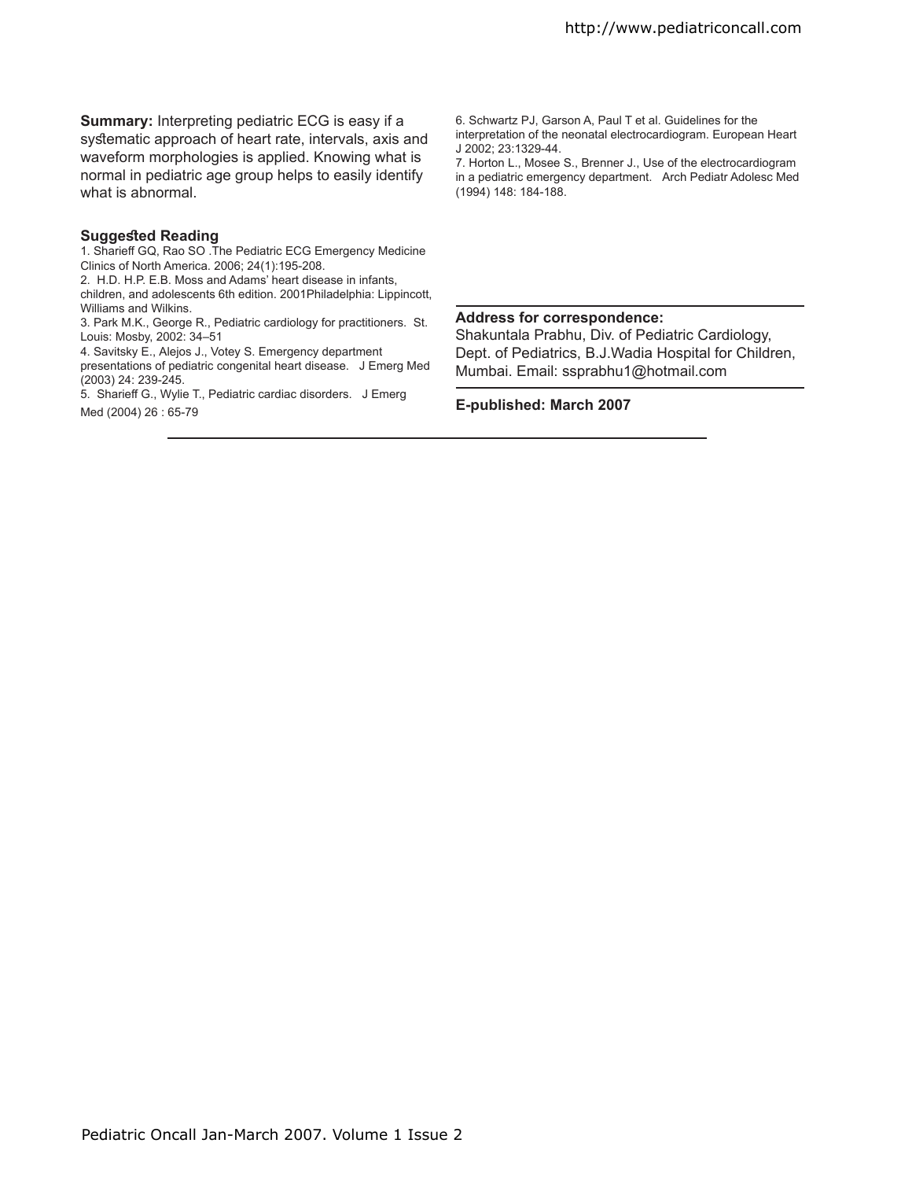**Summary:** Interpreting pediatric ECG is easy if a systematic approach of heart rate, intervals, axis and waveform morphologies is applied. Knowing what is normal in pediatric age group helps to easily identify what is abnormal.

**Suggested Reading**

1. Sharieff GQ, Rao SO .The Pediatric ECG Emergency Medicine Clinics of North America. 2006; 24(1):195-208.
2. H.D. H.P. E.B. Moss and Adams' heart disease in infants, children, and adolescents 6th edition. 2001Philadelphia: Lippincott, Williams and Wilkins.
3. Park M.K., George R., Pediatric cardiology for practitioners. St. Louis: Mosby, 2002: 34–51
4. Savitsky E., Alejos J., Votey S. Emergency department presentations of pediatric congenital heart disease. J Emerg Med (2003) 24: 239-245.
5. Sharieff G., Wylie T., Pediatric cardiac disorders. J Emerg Med (2004) 26 : 65-79
6. Schwartz PJ, Garson A, Paul T et al. Guidelines for the interpretation of the neonatal electrocardiogram. European Heart J 2002; 23:1329-44.
7. Horton L., Mosee S., Brenner J., Use of the electrocardiogram in a pediatric emergency department. Arch Pediatr Adolesc Med (1994) 148: 184-188.

---

**Address for correspondence:**
Shakuntala Prabhu, Div. of Pediatric Cardiology, Dept. of Pediatrics, B.J.Wadia Hospital for Children, Mumbai. Email: ssprabhu1@hotmail.com

---

**E-published: March 2007**